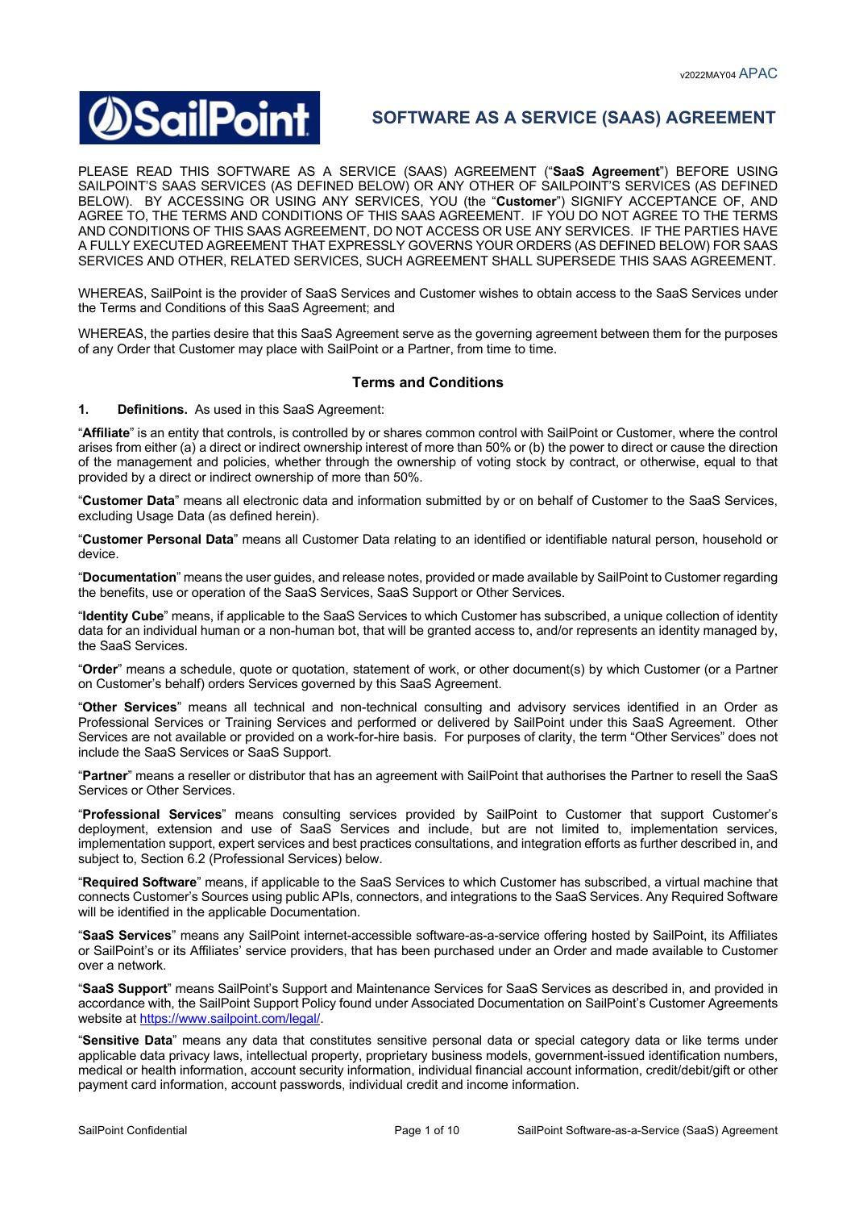# SOFTWARE AS A SERVICE (SAAS) AGREEMENT

PLEASE READ THIS SOFTWARE AS A SERVICE (SAAS) AGREEMENT ("**SaaS Agreement**") BEFORE USING SAILPOINT'S SAAS SERVICES (AS DEFINED BELOW) OR ANY OTHER OF SAILPOINT'S SERVICES (AS DEFINED BELOW). BY ACCESSING OR USING ANY SERVICES, YOU (the "**Customer**") SIGNIFY ACCEPTANCE OF, AND AGREE TO, THE TERMS AND CONDITIONS OF THIS SAAS AGREEMENT. IF YOU DO NOT AGREE TO THE TERMS AND CONDITIONS OF THIS SAAS AGREEMENT, DO NOT ACCESS OR USE ANY SERVICES. IF THE PARTIES HAVE A FULLY EXECUTED AGREEMENT THAT EXPRESSLY GOVERNS YOUR ORDERS (AS DEFINED BELOW) FOR SAAS SERVICES AND OTHER, RELATED SERVICES, SUCH AGREEMENT SHALL SUPERSEDE THIS SAAS AGREEMENT.

WHEREAS, SailPoint is the provider of SaaS Services and Customer wishes to obtain access to the SaaS Services under the Terms and Conditions of this SaaS Agreement; and

WHEREAS, the parties desire that this SaaS Agreement serve as the governing agreement between them for the purposes of any Order that Customer may place with SailPoint or a Partner, from time to time.

## Terms and Conditions

**1. Definitions.** As used in this SaaS Agreement:

"**Affiliate**" is an entity that controls, is controlled by or shares common control with SailPoint or Customer, where the control arises from either (a) a direct or indirect ownership interest of more than 50% or (b) the power to direct or cause the direction of the management and policies, whether through the ownership of voting stock by contract, or otherwise, equal to that provided by a direct or indirect ownership of more than 50%.

"**Customer Data**" means all electronic data and information submitted by or on behalf of Customer to the SaaS Services, excluding Usage Data (as defined herein).

"**Customer Personal Data**" means all Customer Data relating to an identified or identifiable natural person, household or device.

"**Documentation**" means the user guides, and release notes, provided or made available by SailPoint to Customer regarding the benefits, use or operation of the SaaS Services, SaaS Support or Other Services.

"**Identity Cube**" means, if applicable to the SaaS Services to which Customer has subscribed, a unique collection of identity data for an individual human or a non-human bot, that will be granted access to, and/or represents an identity managed by, the SaaS Services.

"**Order**" means a schedule, quote or quotation, statement of work, or other document(s) by which Customer (or a Partner on Customer's behalf) orders Services governed by this SaaS Agreement.

"**Other Services**" means all technical and non-technical consulting and advisory services identified in an Order as Professional Services or Training Services and performed or delivered by SailPoint under this SaaS Agreement. Other Services are not available or provided on a work-for-hire basis. For purposes of clarity, the term "Other Services" does not include the SaaS Services or SaaS Support.

"**Partner**" means a reseller or distributor that has an agreement with SailPoint that authorises the Partner to resell the SaaS Services or Other Services.

"**Professional Services**" means consulting services provided by SailPoint to Customer that support Customer's deployment, extension and use of SaaS Services and include, but are not limited to, implementation services, implementation support, expert services and best practices consultations, and integration efforts as further described in, and subject to, Section 6.2 (Professional Services) below.

"**Required Software**" means, if applicable to the SaaS Services to which Customer has subscribed, a virtual machine that connects Customer's Sources using public APIs, connectors, and integrations to the SaaS Services. Any Required Software will be identified in the applicable Documentation.

"**SaaS Services**" means any SailPoint internet-accessible software-as-a-service offering hosted by SailPoint, its Affiliates or SailPoint's or its Affiliates' service providers, that has been purchased under an Order and made available to Customer over a network.

"**SaaS Support**" means SailPoint's Support and Maintenance Services for SaaS Services as described in, and provided in accordance with, the SailPoint Support Policy found under Associated Documentation on SailPoint's Customer Agreements website at https://www.sailpoint.com/legal/.

"**Sensitive Data**" means any data that constitutes sensitive personal data or special category data or like terms under applicable data privacy laws, intellectual property, proprietary business models, government-issued identification numbers, medical or health information, account security information, individual financial account information, credit/debit/gift or other payment card information, account passwords, individual credit and income information.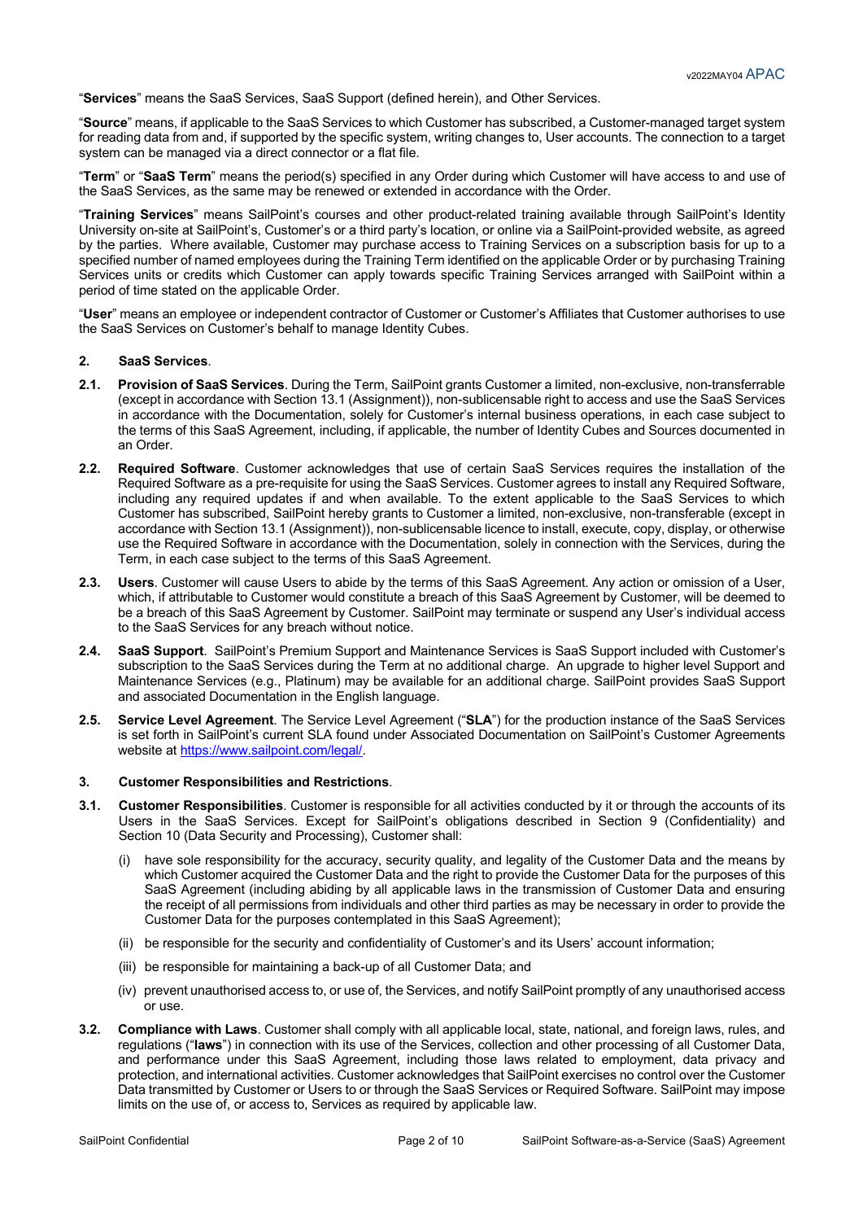"**Services**" means the SaaS Services, SaaS Support (defined herein), and Other Services.

"**Source**" means, if applicable to the SaaS Services to which Customer has subscribed, a Customer-managed target system for reading data from and, if supported by the specific system, writing changes to, User accounts. The connection to a target system can be managed via a direct connector or a flat file.

"**Term**" or "**SaaS Term**" means the period(s) specified in any Order during which Customer will have access to and use of the SaaS Services, as the same may be renewed or extended in accordance with the Order.

"**Training Services**" means SailPoint's courses and other product-related training available through SailPoint's Identity University on-site at SailPoint's, Customer's or a third party's location, or online via a SailPoint-provided website, as agreed by the parties. Where available, Customer may purchase access to Training Services on a subscription basis for up to a specified number of named employees during the Training Term identified on the applicable Order or by purchasing Training Services units or credits which Customer can apply towards specific Training Services arranged with SailPoint within a period of time stated on the applicable Order.

"**User**" means an employee or independent contractor of Customer or Customer's Affiliates that Customer authorises to use the SaaS Services on Customer's behalf to manage Identity Cubes.

## 2. SaaS Services.

**2.1. Provision of SaaS Services**. During the Term, SailPoint grants Customer a limited, non-exclusive, non-transferrable (except in accordance with Section 13.1 (Assignment)), non-sublicensable right to access and use the SaaS Services in accordance with the Documentation, solely for Customer's internal business operations, in each case subject to the terms of this SaaS Agreement, including, if applicable, the number of Identity Cubes and Sources documented in an Order.

**2.2. Required Software**. Customer acknowledges that use of certain SaaS Services requires the installation of the Required Software as a pre-requisite for using the SaaS Services. Customer agrees to install any Required Software, including any required updates if and when available. To the extent applicable to the SaaS Services to which Customer has subscribed, SailPoint hereby grants to Customer a limited, non-exclusive, non-transferable (except in accordance with Section 13.1 (Assignment)), non-sublicensable licence to install, execute, copy, display, or otherwise use the Required Software in accordance with the Documentation, solely in connection with the Services, during the Term, in each case subject to the terms of this SaaS Agreement.

**2.3. Users**. Customer will cause Users to abide by the terms of this SaaS Agreement. Any action or omission of a User, which, if attributable to Customer would constitute a breach of this SaaS Agreement by Customer, will be deemed to be a breach of this SaaS Agreement by Customer. SailPoint may terminate or suspend any User's individual access to the SaaS Services for any breach without notice.

**2.4. SaaS Support**. SailPoint's Premium Support and Maintenance Services is SaaS Support included with Customer's subscription to the SaaS Services during the Term at no additional charge. An upgrade to higher level Support and Maintenance Services (e.g., Platinum) may be available for an additional charge. SailPoint provides SaaS Support and associated Documentation in the English language.

**2.5. Service Level Agreement**. The Service Level Agreement ("**SLA**") for the production instance of the SaaS Services is set forth in SailPoint's current SLA found under Associated Documentation on SailPoint's Customer Agreements website at https://www.sailpoint.com/legal/.

## 3. Customer Responsibilities and Restrictions.

**3.1. Customer Responsibilities**. Customer is responsible for all activities conducted by it or through the accounts of its Users in the SaaS Services. Except for SailPoint's obligations described in Section 9 (Confidentiality) and Section 10 (Data Security and Processing), Customer shall:

(i) have sole responsibility for the accuracy, security quality, and legality of the Customer Data and the means by which Customer acquired the Customer Data and the right to provide the Customer Data for the purposes of this SaaS Agreement (including abiding by all applicable laws in the transmission of Customer Data and ensuring the receipt of all permissions from individuals and other third parties as may be necessary in order to provide the Customer Data for the purposes contemplated in this SaaS Agreement);

(ii) be responsible for the security and confidentiality of Customer's and its Users' account information;

(iii) be responsible for maintaining a back-up of all Customer Data; and

(iv) prevent unauthorised access to, or use of, the Services, and notify SailPoint promptly of any unauthorised access or use.

**3.2. Compliance with Laws**. Customer shall comply with all applicable local, state, national, and foreign laws, rules, and regulations ("**laws**") in connection with its use of the Services, collection and other processing of all Customer Data, and performance under this SaaS Agreement, including those laws related to employment, data privacy and protection, and international activities. Customer acknowledges that SailPoint exercises no control over the Customer Data transmitted by Customer or Users to or through the SaaS Services or Required Software. SailPoint may impose limits on the use of, or access to, Services as required by applicable law.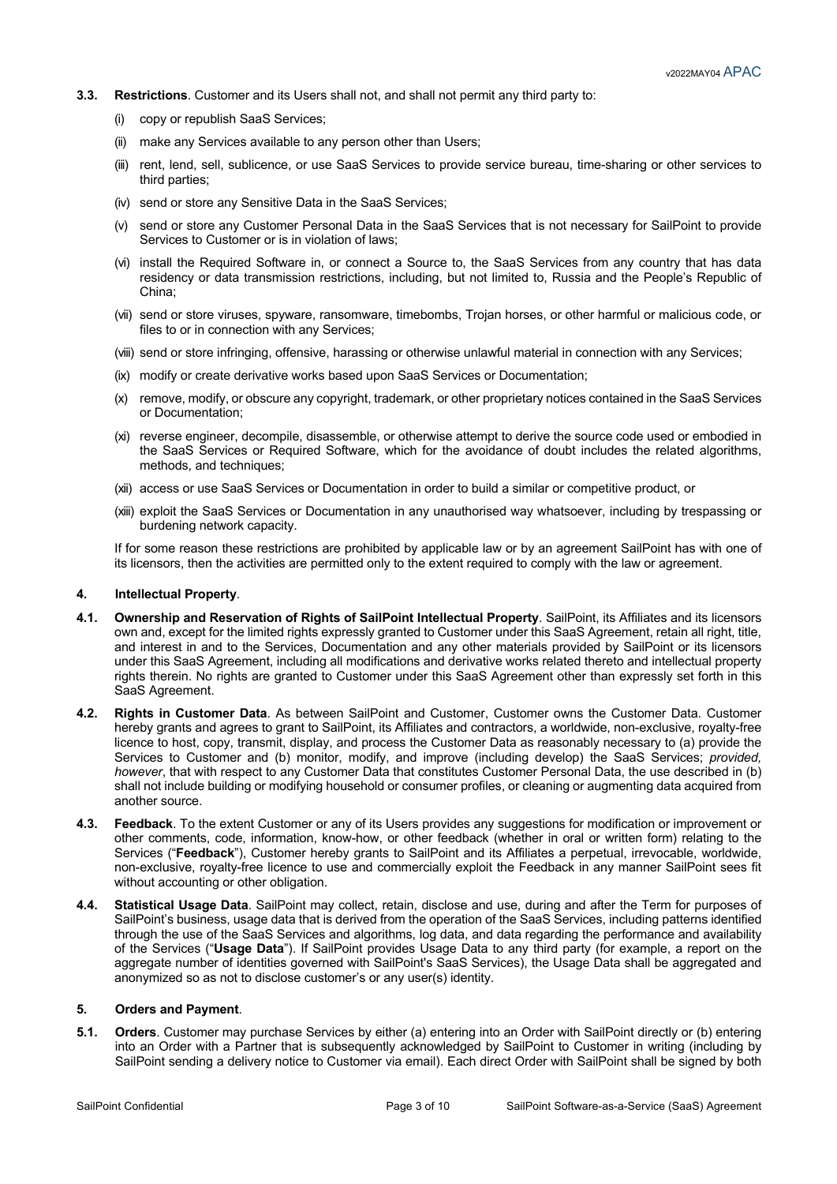**3.3. Restrictions**. Customer and its Users shall not, and shall not permit any third party to:

(i) copy or republish SaaS Services;

(ii) make any Services available to any person other than Users;

(iii) rent, lend, sell, sublicence, or use SaaS Services to provide service bureau, time-sharing or other services to third parties;

(iv) send or store any Sensitive Data in the SaaS Services;

(v) send or store any Customer Personal Data in the SaaS Services that is not necessary for SailPoint to provide Services to Customer or is in violation of laws;

(vi) install the Required Software in, or connect a Source to, the SaaS Services from any country that has data residency or data transmission restrictions, including, but not limited to, Russia and the People's Republic of China;

(vii) send or store viruses, spyware, ransomware, timebombs, Trojan horses, or other harmful or malicious code, or files to or in connection with any Services;

(viii) send or store infringing, offensive, harassing or otherwise unlawful material in connection with any Services;

(ix) modify or create derivative works based upon SaaS Services or Documentation;

(x) remove, modify, or obscure any copyright, trademark, or other proprietary notices contained in the SaaS Services or Documentation;

(xi) reverse engineer, decompile, disassemble, or otherwise attempt to derive the source code used or embodied in the SaaS Services or Required Software, which for the avoidance of doubt includes the related algorithms, methods, and techniques;

(xii) access or use SaaS Services or Documentation in order to build a similar or competitive product, or

(xiii) exploit the SaaS Services or Documentation in any unauthorised way whatsoever, including by trespassing or burdening network capacity.

If for some reason these restrictions are prohibited by applicable law or by an agreement SailPoint has with one of its licensors, then the activities are permitted only to the extent required to comply with the law or agreement.

## 4. Intellectual Property.

**4.1. Ownership and Reservation of Rights of SailPoint Intellectual Property**. SailPoint, its Affiliates and its licensors own and, except for the limited rights expressly granted to Customer under this SaaS Agreement, retain all right, title, and interest in and to the Services, Documentation and any other materials provided by SailPoint or its licensors under this SaaS Agreement, including all modifications and derivative works related thereto and intellectual property rights therein. No rights are granted to Customer under this SaaS Agreement other than expressly set forth in this SaaS Agreement.

**4.2. Rights in Customer Data**. As between SailPoint and Customer, Customer owns the Customer Data. Customer hereby grants and agrees to grant to SailPoint, its Affiliates and contractors, a worldwide, non-exclusive, royalty-free licence to host, copy, transmit, display, and process the Customer Data as reasonably necessary to (a) provide the Services to Customer and (b) monitor, modify, and improve (including develop) the SaaS Services; *provided, however*, that with respect to any Customer Data that constitutes Customer Personal Data, the use described in (b) shall not include building or modifying household or consumer profiles, or cleaning or augmenting data acquired from another source.

**4.3. Feedback**. To the extent Customer or any of its Users provides any suggestions for modification or improvement or other comments, code, information, know-how, or other feedback (whether in oral or written form) relating to the Services ("**Feedback**"), Customer hereby grants to SailPoint and its Affiliates a perpetual, irrevocable, worldwide, non-exclusive, royalty-free licence to use and commercially exploit the Feedback in any manner SailPoint sees fit without accounting or other obligation.

**4.4. Statistical Usage Data**. SailPoint may collect, retain, disclose and use, during and after the Term for purposes of SailPoint's business, usage data that is derived from the operation of the SaaS Services, including patterns identified through the use of the SaaS Services and algorithms, log data, and data regarding the performance and availability of the Services ("**Usage Data**"). If SailPoint provides Usage Data to any third party (for example, a report on the aggregate number of identities governed with SailPoint's SaaS Services), the Usage Data shall be aggregated and anonymized so as not to disclose customer's or any user(s) identity.

## 5. Orders and Payment.

**5.1. Orders**. Customer may purchase Services by either (a) entering into an Order with SailPoint directly or (b) entering into an Order with a Partner that is subsequently acknowledged by SailPoint to Customer in writing (including by SailPoint sending a delivery notice to Customer via email). Each direct Order with SailPoint shall be signed by both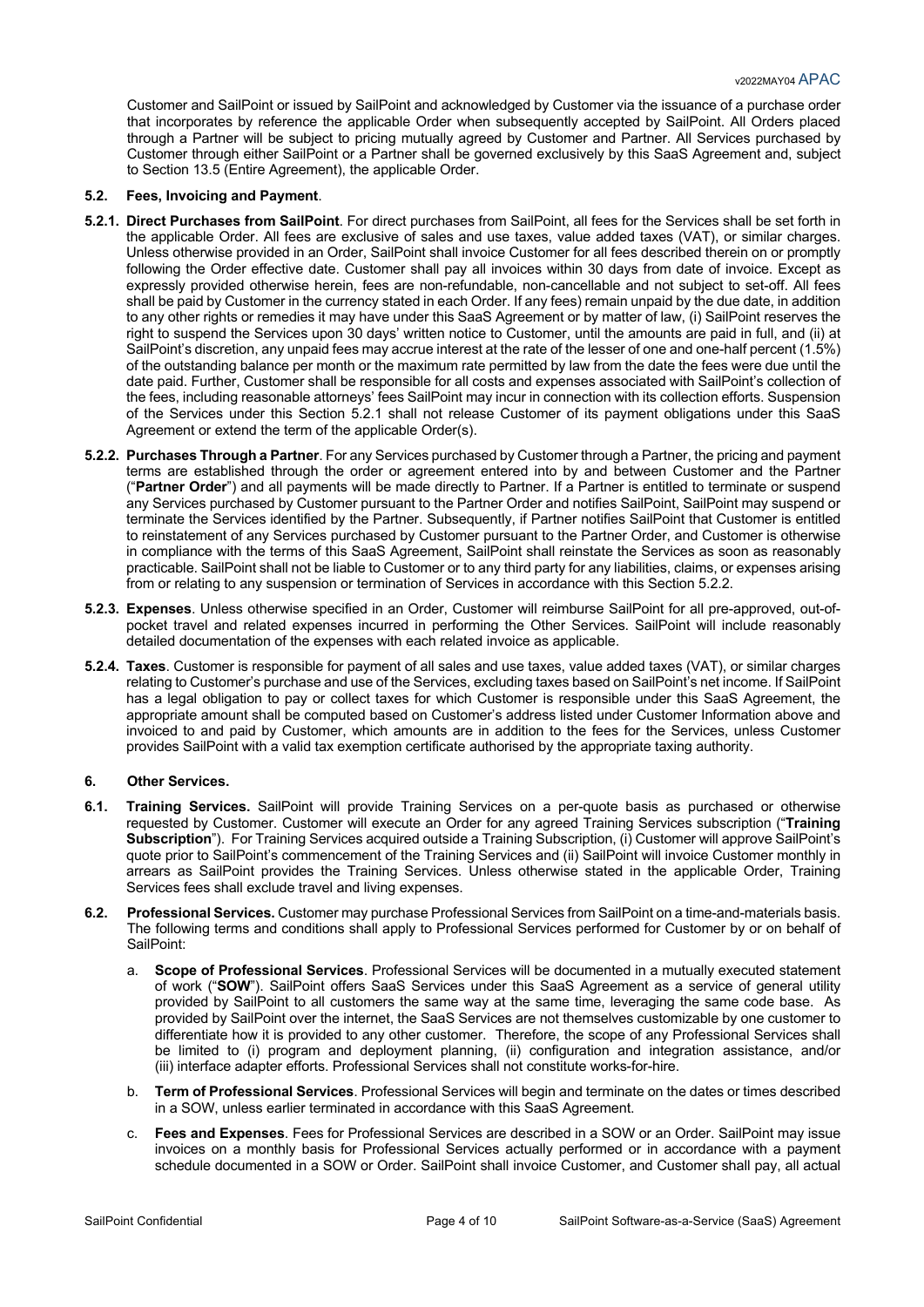Customer and SailPoint or issued by SailPoint and acknowledged by Customer via the issuance of a purchase order that incorporates by reference the applicable Order when subsequently accepted by SailPoint. All Orders placed through a Partner will be subject to pricing mutually agreed by Customer and Partner. All Services purchased by Customer through either SailPoint or a Partner shall be governed exclusively by this SaaS Agreement and, subject to Section 13.5 (Entire Agreement), the applicable Order.

**5.2. Fees, Invoicing and Payment**.

**5.2.1. Direct Purchases from SailPoint**. For direct purchases from SailPoint, all fees for the Services shall be set forth in the applicable Order. All fees are exclusive of sales and use taxes, value added taxes (VAT), or similar charges. Unless otherwise provided in an Order, SailPoint shall invoice Customer for all fees described therein on or promptly following the Order effective date. Customer shall pay all invoices within 30 days from date of invoice. Except as expressly provided otherwise herein, fees are non-refundable, non-cancellable and not subject to set-off. All fees shall be paid by Customer in the currency stated in each Order. If any fees) remain unpaid by the due date, in addition to any other rights or remedies it may have under this SaaS Agreement or by matter of law, (i) SailPoint reserves the right to suspend the Services upon 30 days' written notice to Customer, until the amounts are paid in full, and (ii) at SailPoint's discretion, any unpaid fees may accrue interest at the rate of the lesser of one and one-half percent (1.5%) of the outstanding balance per month or the maximum rate permitted by law from the date the fees were due until the date paid. Further, Customer shall be responsible for all costs and expenses associated with SailPoint's collection of the fees, including reasonable attorneys' fees SailPoint may incur in connection with its collection efforts. Suspension of the Services under this Section 5.2.1 shall not release Customer of its payment obligations under this SaaS Agreement or extend the term of the applicable Order(s).

**5.2.2. Purchases Through a Partner**. For any Services purchased by Customer through a Partner, the pricing and payment terms are established through the order or agreement entered into by and between Customer and the Partner ("**Partner Order**") and all payments will be made directly to Partner. If a Partner is entitled to terminate or suspend any Services purchased by Customer pursuant to the Partner Order and notifies SailPoint, SailPoint may suspend or terminate the Services identified by the Partner. Subsequently, if Partner notifies SailPoint that Customer is entitled to reinstatement of any Services purchased by Customer pursuant to the Partner Order, and Customer is otherwise in compliance with the terms of this SaaS Agreement, SailPoint shall reinstate the Services as soon as reasonably practicable. SailPoint shall not be liable to Customer or to any third party for any liabilities, claims, or expenses arising from or relating to any suspension or termination of Services in accordance with this Section 5.2.2.

**5.2.3. Expenses**. Unless otherwise specified in an Order, Customer will reimburse SailPoint for all pre-approved, out-of-pocket travel and related expenses incurred in performing the Other Services. SailPoint will include reasonably detailed documentation of the expenses with each related invoice as applicable.

**5.2.4. Taxes**. Customer is responsible for payment of all sales and use taxes, value added taxes (VAT), or similar charges relating to Customer's purchase and use of the Services, excluding taxes based on SailPoint's net income. If SailPoint has a legal obligation to pay or collect taxes for which Customer is responsible under this SaaS Agreement, the appropriate amount shall be computed based on Customer's address listed under Customer Information above and invoiced to and paid by Customer, which amounts are in addition to the fees for the Services, unless Customer provides SailPoint with a valid tax exemption certificate authorised by the appropriate taxing authority.

## 6. Other Services.

**6.1. Training Services.** SailPoint will provide Training Services on a per-quote basis as purchased or otherwise requested by Customer. Customer will execute an Order for any agreed Training Services subscription ("**Training Subscription**"). For Training Services acquired outside a Training Subscription, (i) Customer will approve SailPoint's quote prior to SailPoint's commencement of the Training Services and (ii) SailPoint will invoice Customer monthly in arrears as SailPoint provides the Training Services. Unless otherwise stated in the applicable Order, Training Services fees shall exclude travel and living expenses.

**6.2. Professional Services.** Customer may purchase Professional Services from SailPoint on a time-and-materials basis. The following terms and conditions shall apply to Professional Services performed for Customer by or on behalf of SailPoint:

a. **Scope of Professional Services**. Professional Services will be documented in a mutually executed statement of work ("**SOW**"). SailPoint offers SaaS Services under this SaaS Agreement as a service of general utility provided by SailPoint to all customers the same way at the same time, leveraging the same code base. As provided by SailPoint over the internet, the SaaS Services are not themselves customizable by one customer to differentiate how it is provided to any other customer. Therefore, the scope of any Professional Services shall be limited to (i) program and deployment planning, (ii) configuration and integration assistance, and/or (iii) interface adapter efforts. Professional Services shall not constitute works-for-hire.

b. **Term of Professional Services**. Professional Services will begin and terminate on the dates or times described in a SOW, unless earlier terminated in accordance with this SaaS Agreement.

c. **Fees and Expenses**. Fees for Professional Services are described in a SOW or an Order. SailPoint may issue invoices on a monthly basis for Professional Services actually performed or in accordance with a payment schedule documented in a SOW or Order. SailPoint shall invoice Customer, and Customer shall pay, all actual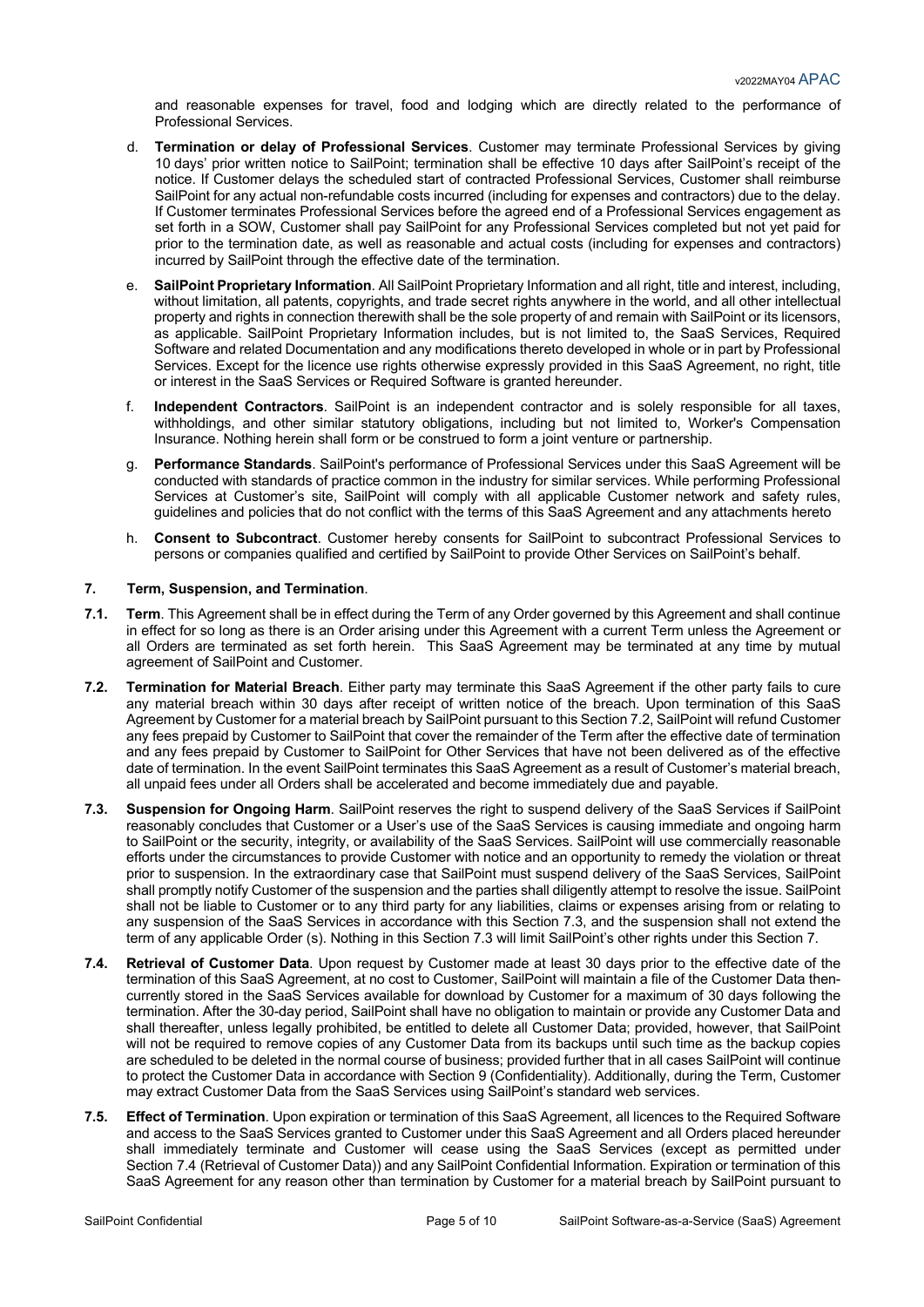and reasonable expenses for travel, food and lodging which are directly related to the performance of Professional Services.

d. **Termination or delay of Professional Services**. Customer may terminate Professional Services by giving 10 days' prior written notice to SailPoint; termination shall be effective 10 days after SailPoint's receipt of the notice. If Customer delays the scheduled start of contracted Professional Services, Customer shall reimburse SailPoint for any actual non-refundable costs incurred (including for expenses and contractors) due to the delay. If Customer terminates Professional Services before the agreed end of a Professional Services engagement as set forth in a SOW, Customer shall pay SailPoint for any Professional Services completed but not yet paid for prior to the termination date, as well as reasonable and actual costs (including for expenses and contractors) incurred by SailPoint through the effective date of the termination.

e. **SailPoint Proprietary Information**. All SailPoint Proprietary Information and all right, title and interest, including, without limitation, all patents, copyrights, and trade secret rights anywhere in the world, and all other intellectual property and rights in connection therewith shall be the sole property of and remain with SailPoint or its licensors, as applicable. SailPoint Proprietary Information includes, but is not limited to, the SaaS Services, Required Software and related Documentation and any modifications thereto developed in whole or in part by Professional Services. Except for the licence use rights otherwise expressly provided in this SaaS Agreement, no right, title or interest in the SaaS Services or Required Software is granted hereunder.

f. **Independent Contractors**. SailPoint is an independent contractor and is solely responsible for all taxes, withholdings, and other similar statutory obligations, including but not limited to, Worker's Compensation Insurance. Nothing herein shall form or be construed to form a joint venture or partnership.

g. **Performance Standards**. SailPoint's performance of Professional Services under this SaaS Agreement will be conducted with standards of practice common in the industry for similar services. While performing Professional Services at Customer's site, SailPoint will comply with all applicable Customer network and safety rules, guidelines and policies that do not conflict with the terms of this SaaS Agreement and any attachments hereto

h. **Consent to Subcontract**. Customer hereby consents for SailPoint to subcontract Professional Services to persons or companies qualified and certified by SailPoint to provide Other Services on SailPoint's behalf.

## 7. Term, Suspension, and Termination.

**7.1. Term**. This Agreement shall be in effect during the Term of any Order governed by this Agreement and shall continue in effect for so long as there is an Order arising under this Agreement with a current Term unless the Agreement or all Orders are terminated as set forth herein. This SaaS Agreement may be terminated at any time by mutual agreement of SailPoint and Customer.

**7.2. Termination for Material Breach**. Either party may terminate this SaaS Agreement if the other party fails to cure any material breach within 30 days after receipt of written notice of the breach. Upon termination of this SaaS Agreement by Customer for a material breach by SailPoint pursuant to this Section 7.2, SailPoint will refund Customer any fees prepaid by Customer to SailPoint that cover the remainder of the Term after the effective date of termination and any fees prepaid by Customer to SailPoint for Other Services that have not been delivered as of the effective date of termination. In the event SailPoint terminates this SaaS Agreement as a result of Customer's material breach, all unpaid fees under all Orders shall be accelerated and become immediately due and payable.

**7.3. Suspension for Ongoing Harm**. SailPoint reserves the right to suspend delivery of the SaaS Services if SailPoint reasonably concludes that Customer or a User's use of the SaaS Services is causing immediate and ongoing harm to SailPoint or the security, integrity, or availability of the SaaS Services. SailPoint will use commercially reasonable efforts under the circumstances to provide Customer with notice and an opportunity to remedy the violation or threat prior to suspension. In the extraordinary case that SailPoint must suspend delivery of the SaaS Services, SailPoint shall promptly notify Customer of the suspension and the parties shall diligently attempt to resolve the issue. SailPoint shall not be liable to Customer or to any third party for any liabilities, claims or expenses arising from or relating to any suspension of the SaaS Services in accordance with this Section 7.3, and the suspension shall not extend the term of any applicable Order (s). Nothing in this Section 7.3 will limit SailPoint's other rights under this Section 7.

**7.4. Retrieval of Customer Data**. Upon request by Customer made at least 30 days prior to the effective date of the termination of this SaaS Agreement, at no cost to Customer, SailPoint will maintain a file of the Customer Data then-currently stored in the SaaS Services available for download by Customer for a maximum of 30 days following the termination. After the 30-day period, SailPoint shall have no obligation to maintain or provide any Customer Data and shall thereafter, unless legally prohibited, be entitled to delete all Customer Data; provided, however, that SailPoint will not be required to remove copies of any Customer Data from its backups until such time as the backup copies are scheduled to be deleted in the normal course of business; provided further that in all cases SailPoint will continue to protect the Customer Data in accordance with Section 9 (Confidentiality). Additionally, during the Term, Customer may extract Customer Data from the SaaS Services using SailPoint's standard web services.

**7.5. Effect of Termination**. Upon expiration or termination of this SaaS Agreement, all licences to the Required Software and access to the SaaS Services granted to Customer under this SaaS Agreement and all Orders placed hereunder shall immediately terminate and Customer will cease using the SaaS Services (except as permitted under Section 7.4 (Retrieval of Customer Data)) and any SailPoint Confidential Information. Expiration or termination of this SaaS Agreement for any reason other than termination by Customer for a material breach by SailPoint pursuant to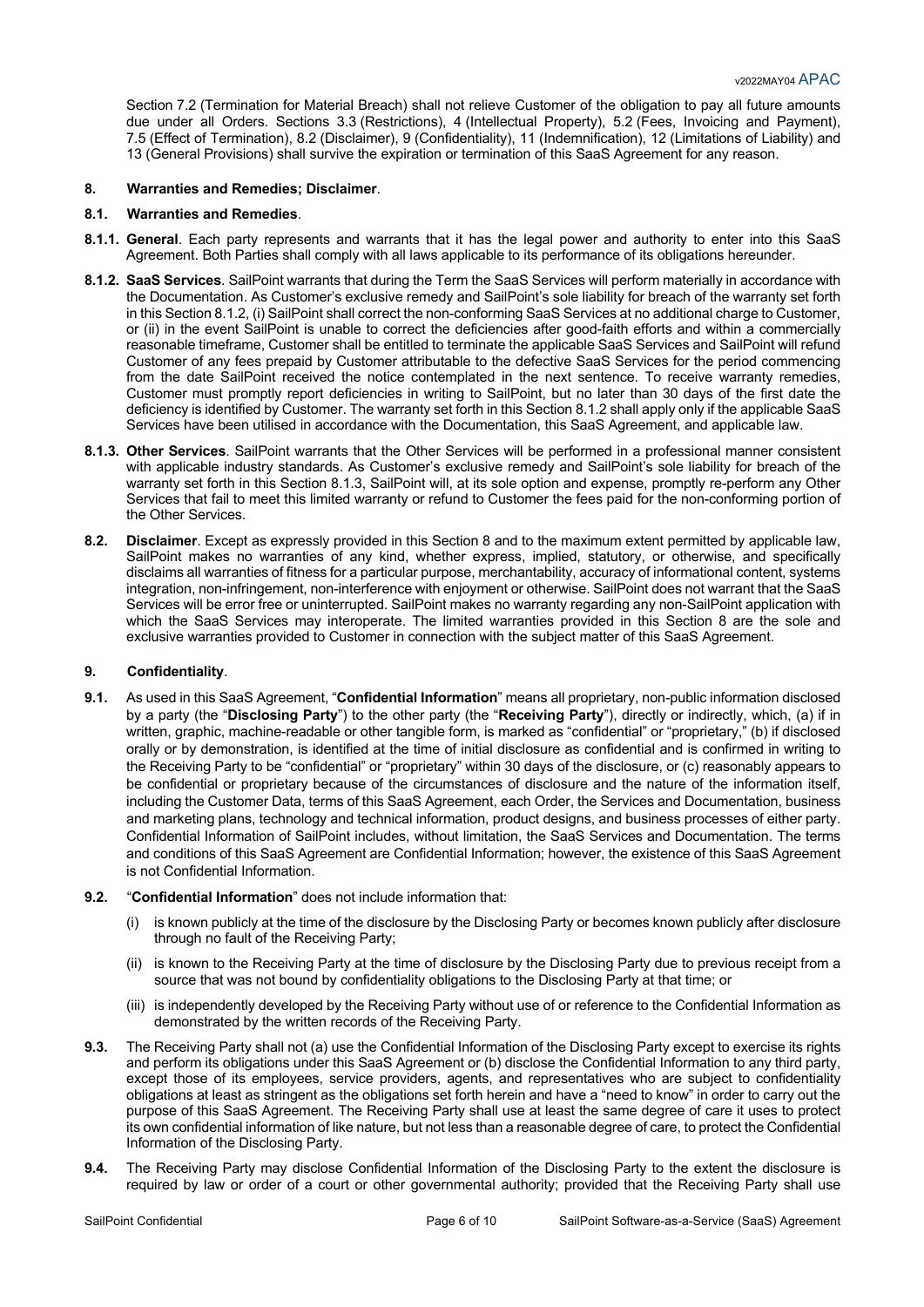Section 7.2 (Termination for Material Breach) shall not relieve Customer of the obligation to pay all future amounts due under all Orders. Sections 3.3 (Restrictions), 4 (Intellectual Property), 5.2 (Fees, Invoicing and Payment), 7.5 (Effect of Termination), 8.2 (Disclaimer), 9 (Confidentiality), 11 (Indemnification), 12 (Limitations of Liability) and 13 (General Provisions) shall survive the expiration or termination of this SaaS Agreement for any reason.

## 8. Warranties and Remedies; Disclaimer.

### 8.1. Warranties and Remedies.

**8.1.1. General**. Each party represents and warrants that it has the legal power and authority to enter into this SaaS Agreement. Both Parties shall comply with all laws applicable to its performance of its obligations hereunder.

**8.1.2. SaaS Services**. SailPoint warrants that during the Term the SaaS Services will perform materially in accordance with the Documentation. As Customer's exclusive remedy and SailPoint's sole liability for breach of the warranty set forth in this Section 8.1.2, (i) SailPoint shall correct the non-conforming SaaS Services at no additional charge to Customer, or (ii) in the event SailPoint is unable to correct the deficiencies after good-faith efforts and within a commercially reasonable timeframe, Customer shall be entitled to terminate the applicable SaaS Services and SailPoint will refund Customer of any fees prepaid by Customer attributable to the defective SaaS Services for the period commencing from the date SailPoint received the notice contemplated in the next sentence. To receive warranty remedies, Customer must promptly report deficiencies in writing to SailPoint, but no later than 30 days of the first date the deficiency is identified by Customer. The warranty set forth in this Section 8.1.2 shall apply only if the applicable SaaS Services have been utilised in accordance with the Documentation, this SaaS Agreement, and applicable law.

**8.1.3. Other Services**. SailPoint warrants that the Other Services will be performed in a professional manner consistent with applicable industry standards. As Customer's exclusive remedy and SailPoint's sole liability for breach of the warranty set forth in this Section 8.1.3, SailPoint will, at its sole option and expense, promptly re-perform any Other Services that fail to meet this limited warranty or refund to Customer the fees paid for the non-conforming portion of the Other Services.

**8.2. Disclaimer**. Except as expressly provided in this Section 8 and to the maximum extent permitted by applicable law, SailPoint makes no warranties of any kind, whether express, implied, statutory, or otherwise, and specifically disclaims all warranties of fitness for a particular purpose, merchantability, accuracy of informational content, systems integration, non-infringement, non-interference with enjoyment or otherwise. SailPoint does not warrant that the SaaS Services will be error free or uninterrupted. SailPoint makes no warranty regarding any non-SailPoint application with which the SaaS Services may interoperate. The limited warranties provided in this Section 8 are the sole and exclusive warranties provided to Customer in connection with the subject matter of this SaaS Agreement.

## 9. Confidentiality.

**9.1.** As used in this SaaS Agreement, "**Confidential Information**" means all proprietary, non-public information disclosed by a party (the "**Disclosing Party**") to the other party (the "**Receiving Party**"), directly or indirectly, which, (a) if in written, graphic, machine-readable or other tangible form, is marked as "confidential" or "proprietary," (b) if disclosed orally or by demonstration, is identified at the time of initial disclosure as confidential and is confirmed in writing to the Receiving Party to be "confidential" or "proprietary" within 30 days of the disclosure, or (c) reasonably appears to be confidential or proprietary because of the circumstances of disclosure and the nature of the information itself, including the Customer Data, terms of this SaaS Agreement, each Order, the Services and Documentation, business and marketing plans, technology and technical information, product designs, and business processes of either party. Confidential Information of SailPoint includes, without limitation, the SaaS Services and Documentation. The terms and conditions of this SaaS Agreement are Confidential Information; however, the existence of this SaaS Agreement is not Confidential Information.

**9.2.** "**Confidential Information**" does not include information that:

(i) is known publicly at the time of the disclosure by the Disclosing Party or becomes known publicly after disclosure through no fault of the Receiving Party;

(ii) is known to the Receiving Party at the time of disclosure by the Disclosing Party due to previous receipt from a source that was not bound by confidentiality obligations to the Disclosing Party at that time; or

(iii) is independently developed by the Receiving Party without use of or reference to the Confidential Information as demonstrated by the written records of the Receiving Party.

**9.3.** The Receiving Party shall not (a) use the Confidential Information of the Disclosing Party except to exercise its rights and perform its obligations under this SaaS Agreement or (b) disclose the Confidential Information to any third party, except those of its employees, service providers, agents, and representatives who are subject to confidentiality obligations at least as stringent as the obligations set forth herein and have a "need to know" in order to carry out the purpose of this SaaS Agreement. The Receiving Party shall use at least the same degree of care it uses to protect its own confidential information of like nature, but not less than a reasonable degree of care, to protect the Confidential Information of the Disclosing Party.

**9.4.** The Receiving Party may disclose Confidential Information of the Disclosing Party to the extent the disclosure is required by law or order of a court or other governmental authority; provided that the Receiving Party shall use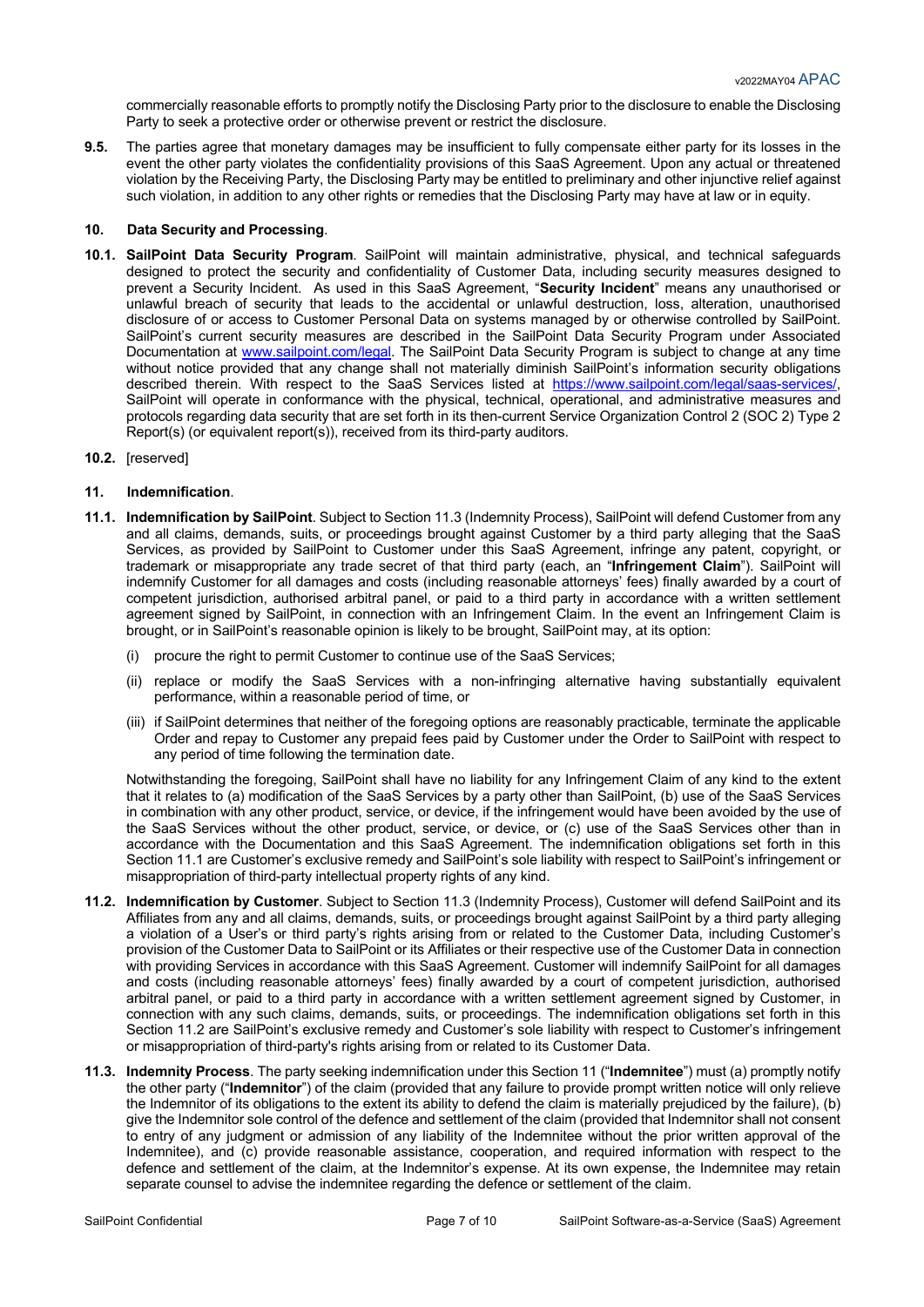commercially reasonable efforts to promptly notify the Disclosing Party prior to the disclosure to enable the Disclosing Party to seek a protective order or otherwise prevent or restrict the disclosure.

**9.5.** The parties agree that monetary damages may be insufficient to fully compensate either party for its losses in the event the other party violates the confidentiality provisions of this SaaS Agreement. Upon any actual or threatened violation by the Receiving Party, the Disclosing Party may be entitled to preliminary and other injunctive relief against such violation, in addition to any other rights or remedies that the Disclosing Party may have at law or in equity.

**10. Data Security and Processing**.

**10.1. SailPoint Data Security Program**. SailPoint will maintain administrative, physical, and technical safeguards designed to protect the security and confidentiality of Customer Data, including security measures designed to prevent a Security Incident. As used in this SaaS Agreement, "**Security Incident**" means any unauthorised or unlawful breach of security that leads to the accidental or unlawful destruction, loss, alteration, unauthorised disclosure of or access to Customer Personal Data on systems managed by or otherwise controlled by SailPoint. SailPoint's current security measures are described in the SailPoint Data Security Program under Associated Documentation at www.sailpoint.com/legal. The SailPoint Data Security Program is subject to change at any time without notice provided that any change shall not materially diminish SailPoint's information security obligations described therein. With respect to the SaaS Services listed at https://www.sailpoint.com/legal/saas-services/, SailPoint will operate in conformance with the physical, technical, operational, and administrative measures and protocols regarding data security that are set forth in its then-current Service Organization Control 2 (SOC 2) Type 2 Report(s) (or equivalent report(s)), received from its third-party auditors.

**10.2.** [reserved]

**11. Indemnification**.

**11.1. Indemnification by SailPoint**. Subject to Section 11.3 (Indemnity Process), SailPoint will defend Customer from any and all claims, demands, suits, or proceedings brought against Customer by a third party alleging that the SaaS Services, as provided by SailPoint to Customer under this SaaS Agreement, infringe any patent, copyright, or trademark or misappropriate any trade secret of that third party (each, an "**Infringement Claim**"). SailPoint will indemnify Customer for all damages and costs (including reasonable attorneys' fees) finally awarded by a court of competent jurisdiction, authorised arbitral panel, or paid to a third party in accordance with a written settlement agreement signed by SailPoint, in connection with an Infringement Claim. In the event an Infringement Claim is brought, or in SailPoint's reasonable opinion is likely to be brought, SailPoint may, at its option:

(i) procure the right to permit Customer to continue use of the SaaS Services;

(ii) replace or modify the SaaS Services with a non-infringing alternative having substantially equivalent performance, within a reasonable period of time, or

(iii) if SailPoint determines that neither of the foregoing options are reasonably practicable, terminate the applicable Order and repay to Customer any prepaid fees paid by Customer under the Order to SailPoint with respect to any period of time following the termination date.

Notwithstanding the foregoing, SailPoint shall have no liability for any Infringement Claim of any kind to the extent that it relates to (a) modification of the SaaS Services by a party other than SailPoint, (b) use of the SaaS Services in combination with any other product, service, or device, if the infringement would have been avoided by the use of the SaaS Services without the other product, service, or device, or (c) use of the SaaS Services other than in accordance with the Documentation and this SaaS Agreement. The indemnification obligations set forth in this Section 11.1 are Customer's exclusive remedy and SailPoint's sole liability with respect to SailPoint's infringement or misappropriation of third-party intellectual property rights of any kind.

**11.2. Indemnification by Customer**. Subject to Section 11.3 (Indemnity Process), Customer will defend SailPoint and its Affiliates from any and all claims, demands, suits, or proceedings brought against SailPoint by a third party alleging a violation of a User's or third party's rights arising from or related to the Customer Data, including Customer's provision of the Customer Data to SailPoint or its Affiliates or their respective use of the Customer Data in connection with providing Services in accordance with this SaaS Agreement. Customer will indemnify SailPoint for all damages and costs (including reasonable attorneys' fees) finally awarded by a court of competent jurisdiction, authorised arbitral panel, or paid to a third party in accordance with a written settlement agreement signed by Customer, in connection with any such claims, demands, suits, or proceedings. The indemnification obligations set forth in this Section 11.2 are SailPoint's exclusive remedy and Customer's sole liability with respect to Customer's infringement or misappropriation of third-party's rights arising from or related to its Customer Data.

**11.3. Indemnity Process**. The party seeking indemnification under this Section 11 ("**Indemnitee**") must (a) promptly notify the other party ("**Indemnitor**") of the claim (provided that any failure to provide prompt written notice will only relieve the Indemnitor of its obligations to the extent its ability to defend the claim is materially prejudiced by the failure), (b) give the Indemnitor sole control of the defence and settlement of the claim (provided that Indemnitor shall not consent to entry of any judgment or admission of any liability of the Indemnitee without the prior written approval of the Indemnitee), and (c) provide reasonable assistance, cooperation, and required information with respect to the defence and settlement of the claim, at the Indemnitor's expense. At its own expense, the Indemnitee may retain separate counsel to advise the indemnitee regarding the defence or settlement of the claim.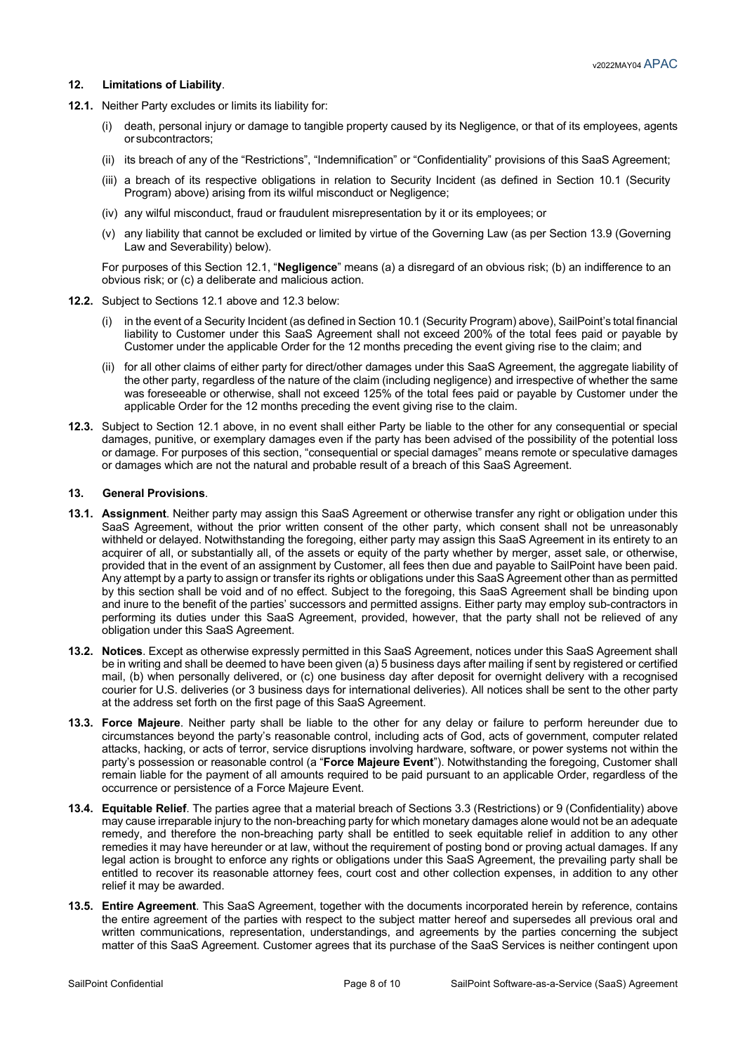## 12. Limitations of Liability.

**12.1.** Neither Party excludes or limits its liability for:

(i) death, personal injury or damage to tangible property caused by its Negligence, or that of its employees, agents or subcontractors;

(ii) its breach of any of the "Restrictions", "Indemnification" or "Confidentiality" provisions of this SaaS Agreement;

(iii) a breach of its respective obligations in relation to Security Incident (as defined in Section 10.1 (Security Program) above) arising from its wilful misconduct or Negligence;

(iv) any wilful misconduct, fraud or fraudulent misrepresentation by it or its employees; or

(v) any liability that cannot be excluded or limited by virtue of the Governing Law (as per Section 13.9 (Governing Law and Severability) below).

For purposes of this Section 12.1, "**Negligence**" means (a) a disregard of an obvious risk; (b) an indifference to an obvious risk; or (c) a deliberate and malicious action.

**12.2.** Subject to Sections 12.1 above and 12.3 below:

(i) in the event of a Security Incident (as defined in Section 10.1 (Security Program) above), SailPoint's total financial liability to Customer under this SaaS Agreement shall not exceed 200% of the total fees paid or payable by Customer under the applicable Order for the 12 months preceding the event giving rise to the claim; and

(ii) for all other claims of either party for direct/other damages under this SaaS Agreement, the aggregate liability of the other party, regardless of the nature of the claim (including negligence) and irrespective of whether the same was foreseeable or otherwise, shall not exceed 125% of the total fees paid or payable by Customer under the applicable Order for the 12 months preceding the event giving rise to the claim.

**12.3.** Subject to Section 12.1 above, in no event shall either Party be liable to the other for any consequential or special damages, punitive, or exemplary damages even if the party has been advised of the possibility of the potential loss or damage. For purposes of this section, "consequential or special damages" means remote or speculative damages or damages which are not the natural and probable result of a breach of this SaaS Agreement.

## 13. General Provisions.

**13.1. Assignment**. Neither party may assign this SaaS Agreement or otherwise transfer any right or obligation under this SaaS Agreement, without the prior written consent of the other party, which consent shall not be unreasonably withheld or delayed. Notwithstanding the foregoing, either party may assign this SaaS Agreement in its entirety to an acquirer of all, or substantially all, of the assets or equity of the party whether by merger, asset sale, or otherwise, provided that in the event of an assignment by Customer, all fees then due and payable to SailPoint have been paid. Any attempt by a party to assign or transfer its rights or obligations under this SaaS Agreement other than as permitted by this section shall be void and of no effect. Subject to the foregoing, this SaaS Agreement shall be binding upon and inure to the benefit of the parties' successors and permitted assigns. Either party may employ sub-contractors in performing its duties under this SaaS Agreement, provided, however, that the party shall not be relieved of any obligation under this SaaS Agreement.

**13.2. Notices**. Except as otherwise expressly permitted in this SaaS Agreement, notices under this SaaS Agreement shall be in writing and shall be deemed to have been given (a) 5 business days after mailing if sent by registered or certified mail, (b) when personally delivered, or (c) one business day after deposit for overnight delivery with a recognised courier for U.S. deliveries (or 3 business days for international deliveries). All notices shall be sent to the other party at the address set forth on the first page of this SaaS Agreement.

**13.3. Force Majeure**. Neither party shall be liable to the other for any delay or failure to perform hereunder due to circumstances beyond the party's reasonable control, including acts of God, acts of government, computer related attacks, hacking, or acts of terror, service disruptions involving hardware, software, or power systems not within the party's possession or reasonable control (a "**Force Majeure Event**"). Notwithstanding the foregoing, Customer shall remain liable for the payment of all amounts required to be paid pursuant to an applicable Order, regardless of the occurrence or persistence of a Force Majeure Event.

**13.4. Equitable Relief**. The parties agree that a material breach of Sections 3.3 (Restrictions) or 9 (Confidentiality) above may cause irreparable injury to the non-breaching party for which monetary damages alone would not be an adequate remedy, and therefore the non-breaching party shall be entitled to seek equitable relief in addition to any other remedies it may have hereunder or at law, without the requirement of posting bond or proving actual damages. If any legal action is brought to enforce any rights or obligations under this SaaS Agreement, the prevailing party shall be entitled to recover its reasonable attorney fees, court cost and other collection expenses, in addition to any other relief it may be awarded.

**13.5. Entire Agreement**. This SaaS Agreement, together with the documents incorporated herein by reference, contains the entire agreement of the parties with respect to the subject matter hereof and supersedes all previous oral and written communications, representation, understandings, and agreements by the parties concerning the subject matter of this SaaS Agreement. Customer agrees that its purchase of the SaaS Services is neither contingent upon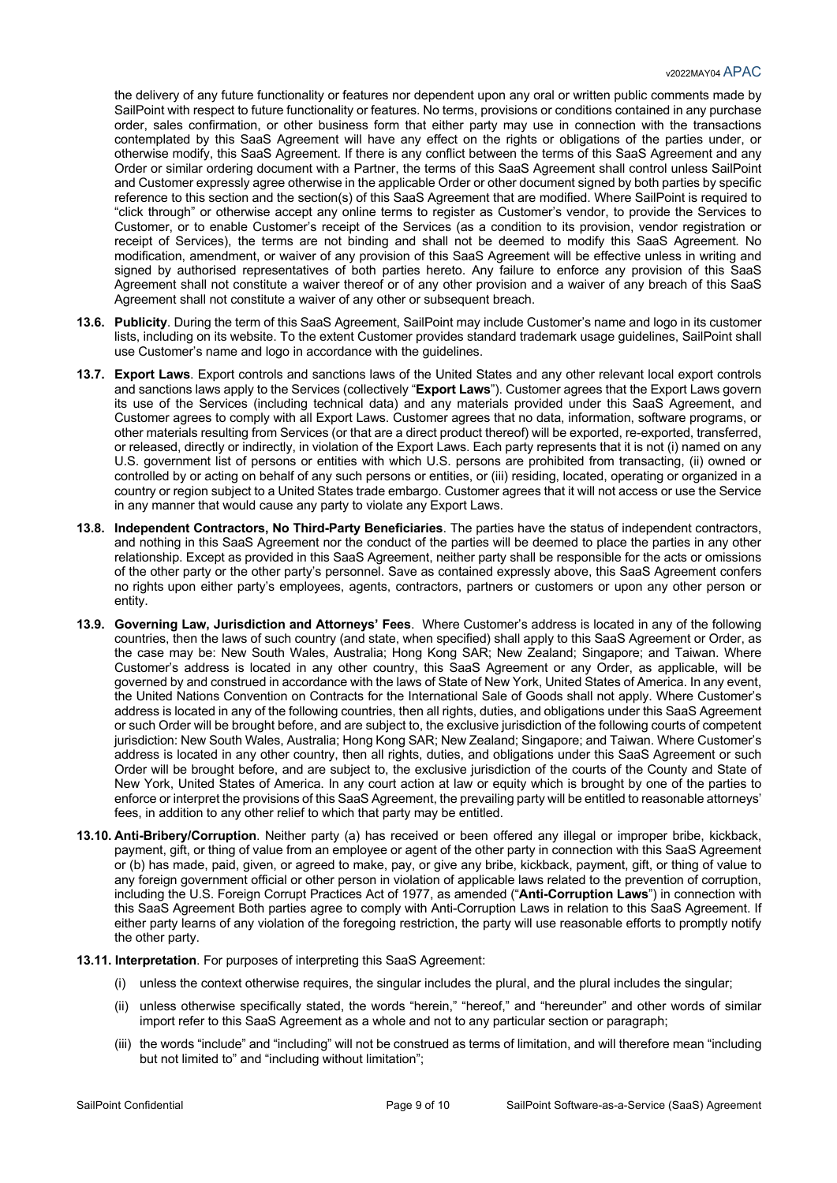the delivery of any future functionality or features nor dependent upon any oral or written public comments made by SailPoint with respect to future functionality or features. No terms, provisions or conditions contained in any purchase order, sales confirmation, or other business form that either party may use in connection with the transactions contemplated by this SaaS Agreement will have any effect on the rights or obligations of the parties under, or otherwise modify, this SaaS Agreement. If there is any conflict between the terms of this SaaS Agreement and any Order or similar ordering document with a Partner, the terms of this SaaS Agreement shall control unless SailPoint and Customer expressly agree otherwise in the applicable Order or other document signed by both parties by specific reference to this section and the section(s) of this SaaS Agreement that are modified. Where SailPoint is required to "click through" or otherwise accept any online terms to register as Customer's vendor, to provide the Services to Customer, or to enable Customer's receipt of the Services (as a condition to its provision, vendor registration or receipt of Services), the terms are not binding and shall not be deemed to modify this SaaS Agreement. No modification, amendment, or waiver of any provision of this SaaS Agreement will be effective unless in writing and signed by authorised representatives of both parties hereto. Any failure to enforce any provision of this SaaS Agreement shall not constitute a waiver thereof or of any other provision and a waiver of any breach of this SaaS Agreement shall not constitute a waiver of any other or subsequent breach.

**13.6. Publicity**. During the term of this SaaS Agreement, SailPoint may include Customer's name and logo in its customer lists, including on its website. To the extent Customer provides standard trademark usage guidelines, SailPoint shall use Customer's name and logo in accordance with the guidelines.

**13.7. Export Laws**. Export controls and sanctions laws of the United States and any other relevant local export controls and sanctions laws apply to the Services (collectively "**Export Laws**"). Customer agrees that the Export Laws govern its use of the Services (including technical data) and any materials provided under this SaaS Agreement, and Customer agrees to comply with all Export Laws. Customer agrees that no data, information, software programs, or other materials resulting from Services (or that are a direct product thereof) will be exported, re-exported, transferred, or released, directly or indirectly, in violation of the Export Laws. Each party represents that it is not (i) named on any U.S. government list of persons or entities with which U.S. persons are prohibited from transacting, (ii) owned or controlled by or acting on behalf of any such persons or entities, or (iii) residing, located, operating or organized in a country or region subject to a United States trade embargo. Customer agrees that it will not access or use the Service in any manner that would cause any party to violate any Export Laws.

**13.8. Independent Contractors, No Third-Party Beneficiaries**. The parties have the status of independent contractors, and nothing in this SaaS Agreement nor the conduct of the parties will be deemed to place the parties in any other relationship. Except as provided in this SaaS Agreement, neither party shall be responsible for the acts or omissions of the other party or the other party's personnel. Save as contained expressly above, this SaaS Agreement confers no rights upon either party's employees, agents, contractors, partners or customers or upon any other person or entity.

**13.9. Governing Law, Jurisdiction and Attorneys' Fees**. Where Customer's address is located in any of the following countries, then the laws of such country (and state, when specified) shall apply to this SaaS Agreement or Order, as the case may be: New South Wales, Australia; Hong Kong SAR; New Zealand; Singapore; and Taiwan. Where Customer's address is located in any other country, this SaaS Agreement or any Order, as applicable, will be governed by and construed in accordance with the laws of State of New York, United States of America. In any event, the United Nations Convention on Contracts for the International Sale of Goods shall not apply. Where Customer's address is located in any of the following countries, then all rights, duties, and obligations under this SaaS Agreement or such Order will be brought before, and are subject to, the exclusive jurisdiction of the following courts of competent jurisdiction: New South Wales, Australia; Hong Kong SAR; New Zealand; Singapore; and Taiwan. Where Customer's address is located in any other country, then all rights, duties, and obligations under this SaaS Agreement or such Order will be brought before, and are subject to, the exclusive jurisdiction of the courts of the County and State of New York, United States of America. In any court action at law or equity which is brought by one of the parties to enforce or interpret the provisions of this SaaS Agreement, the prevailing party will be entitled to reasonable attorneys' fees, in addition to any other relief to which that party may be entitled.

**13.10. Anti-Bribery/Corruption**. Neither party (a) has received or been offered any illegal or improper bribe, kickback, payment, gift, or thing of value from an employee or agent of the other party in connection with this SaaS Agreement or (b) has made, paid, given, or agreed to make, pay, or give any bribe, kickback, payment, gift, or thing of value to any foreign government official or other person in violation of applicable laws related to the prevention of corruption, including the U.S. Foreign Corrupt Practices Act of 1977, as amended ("**Anti-Corruption Laws**") in connection with this SaaS Agreement Both parties agree to comply with Anti-Corruption Laws in relation to this SaaS Agreement. If either party learns of any violation of the foregoing restriction, the party will use reasonable efforts to promptly notify the other party.

**13.11. Interpretation**. For purposes of interpreting this SaaS Agreement:

(i) unless the context otherwise requires, the singular includes the plural, and the plural includes the singular;

(ii) unless otherwise specifically stated, the words "herein," "hereof," and "hereunder" and other words of similar import refer to this SaaS Agreement as a whole and not to any particular section or paragraph;

(iii) the words "include" and "including" will not be construed as terms of limitation, and will therefore mean "including but not limited to" and "including without limitation";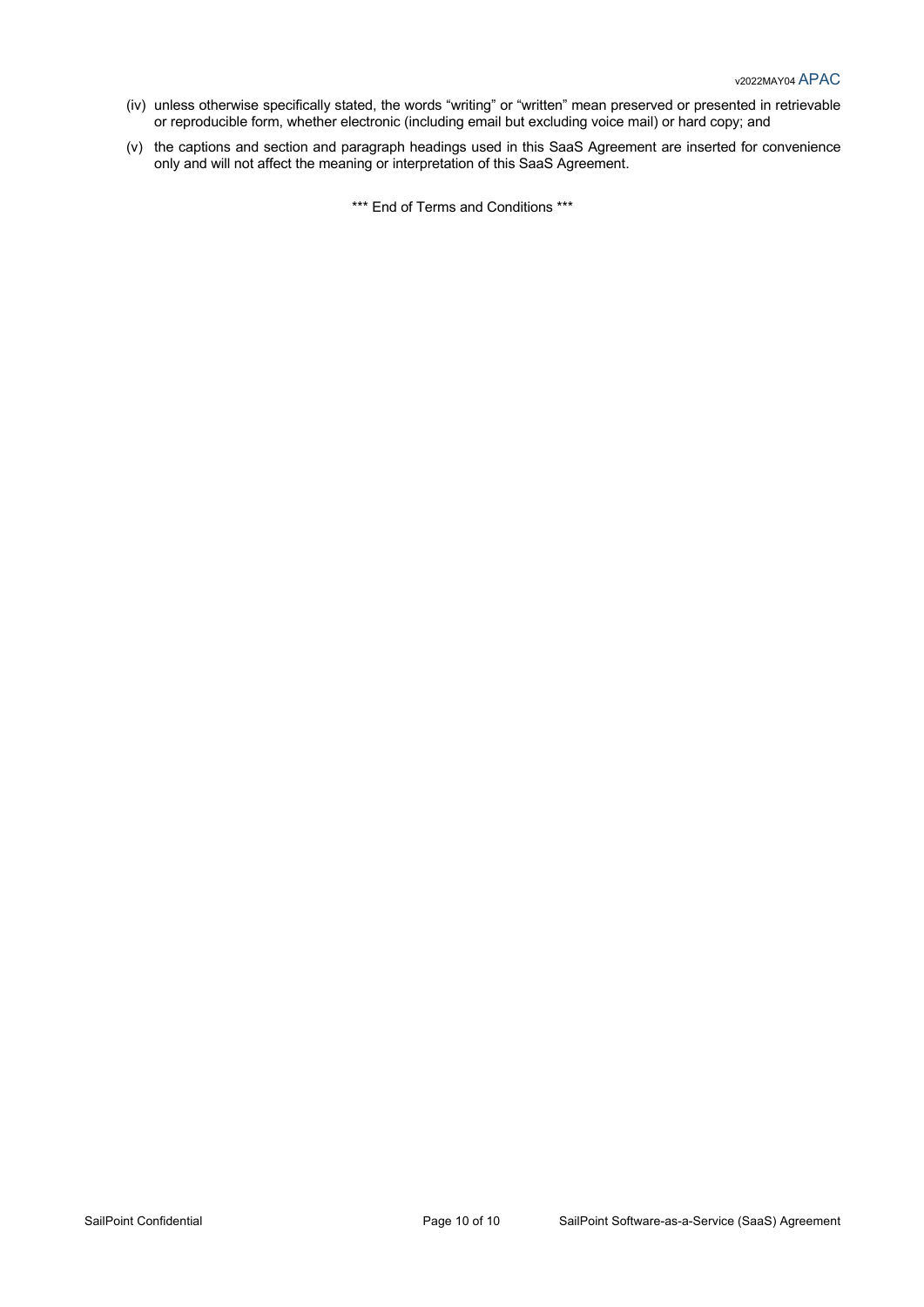(iv) unless otherwise specifically stated, the words "writing" or "written" mean preserved or presented in retrievable or reproducible form, whether electronic (including email but excluding voice mail) or hard copy; and

(v) the captions and section and paragraph headings used in this SaaS Agreement are inserted for convenience only and will not affect the meaning or interpretation of this SaaS Agreement.

*** End of Terms and Conditions ***